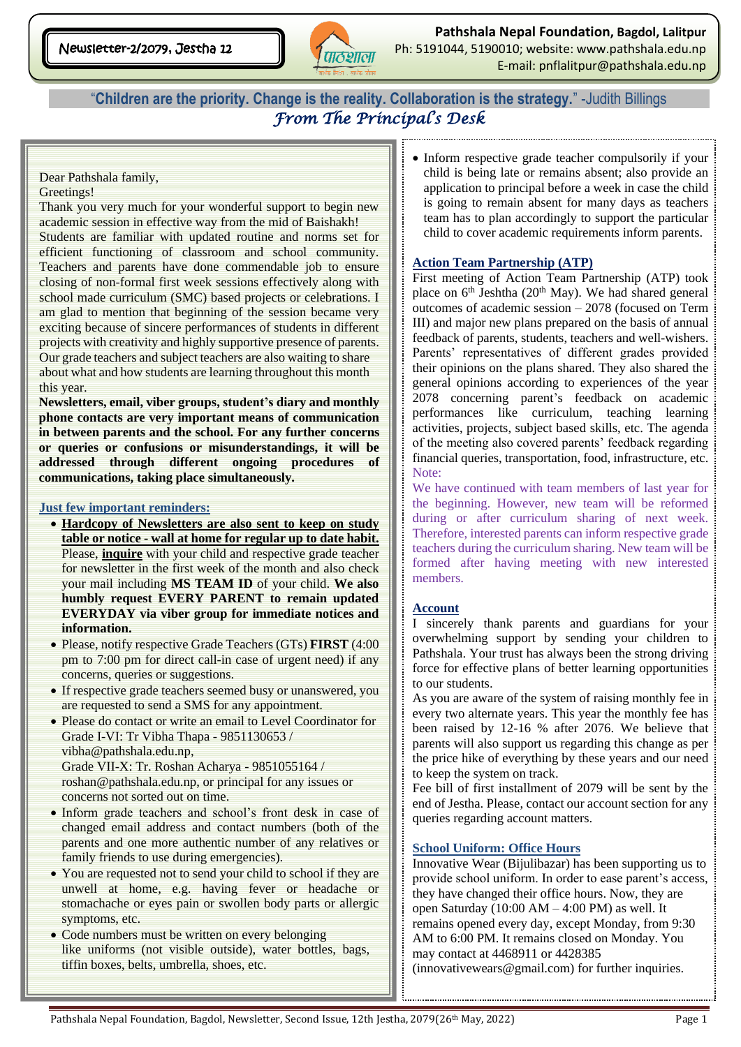Newsletter-2/2079, Jestha 12

**Pathshala Nepal Foundation, Bagdol, Lalitpur**
Ph: 5191044, 5190010; website: www.pathshala.edu.np
E-mail: pnflalitpur@pathshala.edu.np

"**Children are the priority. Change is the reality. Collaboration is the strategy.**" -Judith Billings

# *From The Principal's Desk*

Dear Pathshala family,
Greetings!

Thank you very much for your wonderful support to begin new academic session in effective way from the mid of Baishakh! Students are familiar with updated routine and norms set for efficient functioning of classroom and school community. Teachers and parents have done commendable job to ensure closing of non-formal first week sessions effectively along with school made curriculum (SMC) based projects or celebrations. I am glad to mention that beginning of the session became very exciting because of sincere performances of students in different projects with creativity and highly supportive presence of parents. Our grade teachers and subject teachers are also waiting to share about what and how students are learning throughout this month this year.

**Newsletters, email, viber groups, student's diary and monthly phone contacts are very important means of communication in between parents and the school. For any further concerns or queries or confusions or misunderstandings, it will be addressed through different ongoing procedures of communications, taking place simultaneously.**

## Just few important reminders:

- **Hardcopy of Newsletters are also sent to keep on study table or notice - wall at home for regular up to date habit.** Please, **inquire** with your child and respective grade teacher for newsletter in the first week of the month and also check your mail including **MS TEAM ID** of your child. **We also humbly request EVERY PARENT to remain updated EVERYDAY via viber group for immediate notices and information.**
- Please, notify respective Grade Teachers (GTs) **FIRST** (4:00 pm to 7:00 pm for direct call-in case of urgent need) if any concerns, queries or suggestions.
- If respective grade teachers seemed busy or unanswered, you are requested to send a SMS for any appointment.
- Please do contact or write an email to Level Coordinator for Grade I-VI: Tr Vibha Thapa - 9851130653 / vibha@pathshala.edu.np,
  Grade VII-X: Tr. Roshan Acharya - 9851055164 / roshan@pathshala.edu.np, or principal for any issues or concerns not sorted out on time.
- Inform grade teachers and school's front desk in case of changed email address and contact numbers (both of the parents and one more authentic number of any relatives or family friends to use during emergencies).
- You are requested not to send your child to school if they are unwell at home, e.g. having fever or headache or stomachache or eyes pain or swollen body parts or allergic symptoms, etc.
- Code numbers must be written on every belonging like uniforms (not visible outside), water bottles, bags, tiffin boxes, belts, umbrella, shoes, etc.
- Inform respective grade teacher compulsorily if your child is being late or remains absent; also provide an application to principal before a week in case the child is going to remain absent for many days as teachers team has to plan accordingly to support the particular child to cover academic requirements inform parents.

## Action Team Partnership (ATP)

First meeting of Action Team Partnership (ATP) took place on 6th Jeshtha (20th May). We had shared general outcomes of academic session – 2078 (focused on Term III) and major new plans prepared on the basis of annual feedback of parents, students, teachers and well-wishers. Parents' representatives of different grades provided their opinions on the plans shared. They also shared the general opinions according to experiences of the year 2078 concerning parent's feedback on academic performances like curriculum, teaching learning activities, projects, subject based skills, etc. The agenda of the meeting also covered parents' feedback regarding financial queries, transportation, food, infrastructure, etc.

Note:
We have continued with team members of last year for the beginning. However, new team will be reformed during or after curriculum sharing of next week. Therefore, interested parents can inform respective grade teachers during the curriculum sharing. New team will be formed after having meeting with new interested members.

## Account

I sincerely thank parents and guardians for your overwhelming support by sending your children to Pathshala. Your trust has always been the strong driving force for effective plans of better learning opportunities to our students.

As you are aware of the system of raising monthly fee in every two alternate years. This year the monthly fee has been raised by 12-16 % after 2076. We believe that parents will also support us regarding this change as per the price hike of everything by these years and our need to keep the system on track.

Fee bill of first installment of 2079 will be sent by the end of Jestha. Please, contact our account section for any queries regarding account matters.

## School Uniform: Office Hours

Innovative Wear (Bijulibazar) has been supporting us to provide school uniform. In order to ease parent's access, they have changed their office hours. Now, they are open Saturday (10:00 AM – 4:00 PM) as well. It remains opened every day, except Monday, from 9:30 AM to 6:00 PM. It remains closed on Monday. You may contact at 4468911 or 4428385 (innovativewears@gmail.com) for further inquiries.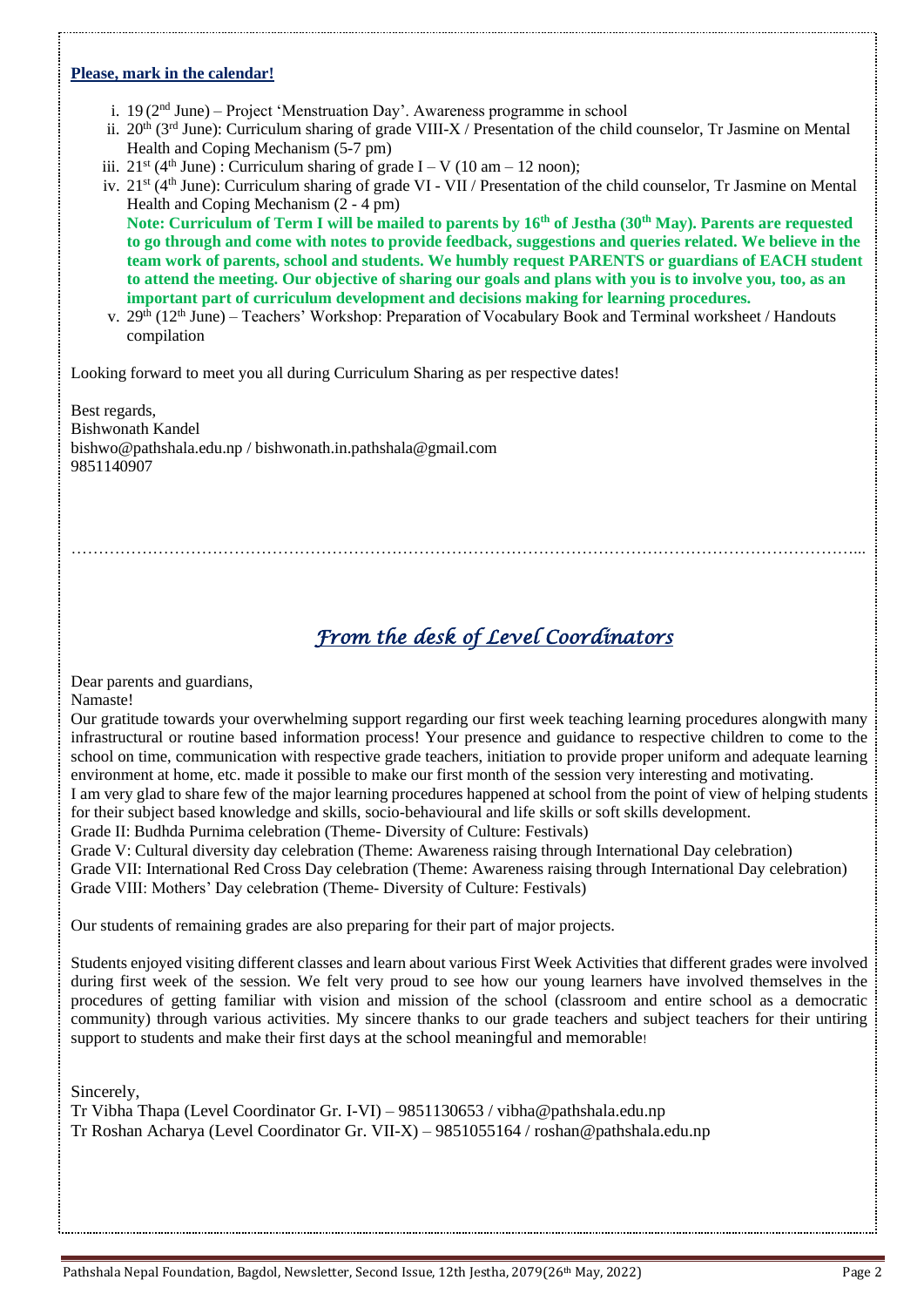**Please, mark in the calendar!**

i. 19 (2nd June) – Project 'Menstruation Day'. Awareness programme in school
ii. 20th (3rd June): Curriculum sharing of grade VIII-X / Presentation of the child counselor, Tr Jasmine on Mental Health and Coping Mechanism (5-7 pm)
iii. 21st (4th June) : Curriculum sharing of grade I – V (10 am – 12 noon);
iv. 21st (4th June): Curriculum sharing of grade VI - VII / Presentation of the child counselor, Tr Jasmine on Mental Health and Coping Mechanism (2 - 4 pm)
   **Note: Curriculum of Term I will be mailed to parents by 16th of Jestha (30th May). Parents are requested to go through and come with notes to provide feedback, suggestions and queries related. We believe in the team work of parents, school and students. We humbly request PARENTS or guardians of EACH student to attend the meeting. Our objective of sharing our goals and plans with you is to involve you, too, as an important part of curriculum development and decisions making for learning procedures.**
v. 29th (12th June) – Teachers' Workshop: Preparation of Vocabulary Book and Terminal worksheet / Handouts compilation

Looking forward to meet you all during Curriculum Sharing as per respective dates!

Best regards,
Bishwonath Kandel
bishwo@pathshala.edu.np / bishwonath.in.pathshala@gmail.com
9851140907

…………………………………………………………………………………………………………………...

## *From the desk of Level Coordinators*

Dear parents and guardians,
Namaste!

Our gratitude towards your overwhelming support regarding our first week teaching learning procedures alongwith many infrastructural or routine based information process! Your presence and guidance to respective children to come to the school on time, communication with respective grade teachers, initiation to provide proper uniform and adequate learning environment at home, etc. made it possible to make our first month of the session very interesting and motivating.

I am very glad to share few of the major learning procedures happened at school from the point of view of helping students for their subject based knowledge and skills, socio-behavioural and life skills or soft skills development.

Grade II: Budhda Purnima celebration (Theme- Diversity of Culture: Festivals)
Grade V: Cultural diversity day celebration (Theme: Awareness raising through International Day celebration)
Grade VII: International Red Cross Day celebration (Theme: Awareness raising through International Day celebration)
Grade VIII: Mothers' Day celebration (Theme- Diversity of Culture: Festivals)

Our students of remaining grades are also preparing for their part of major projects.

Students enjoyed visiting different classes and learn about various First Week Activities that different grades were involved during first week of the session. We felt very proud to see how our young learners have involved themselves in the procedures of getting familiar with vision and mission of the school (classroom and entire school as a democratic community) through various activities. My sincere thanks to our grade teachers and subject teachers for their untiring support to students and make their first days at the school meaningful and memorable!

Sincerely,
Tr Vibha Thapa (Level Coordinator Gr. I-VI) – 9851130653 / vibha@pathshala.edu.np
Tr Roshan Acharya (Level Coordinator Gr. VII-X) – 9851055164 / roshan@pathshala.edu.np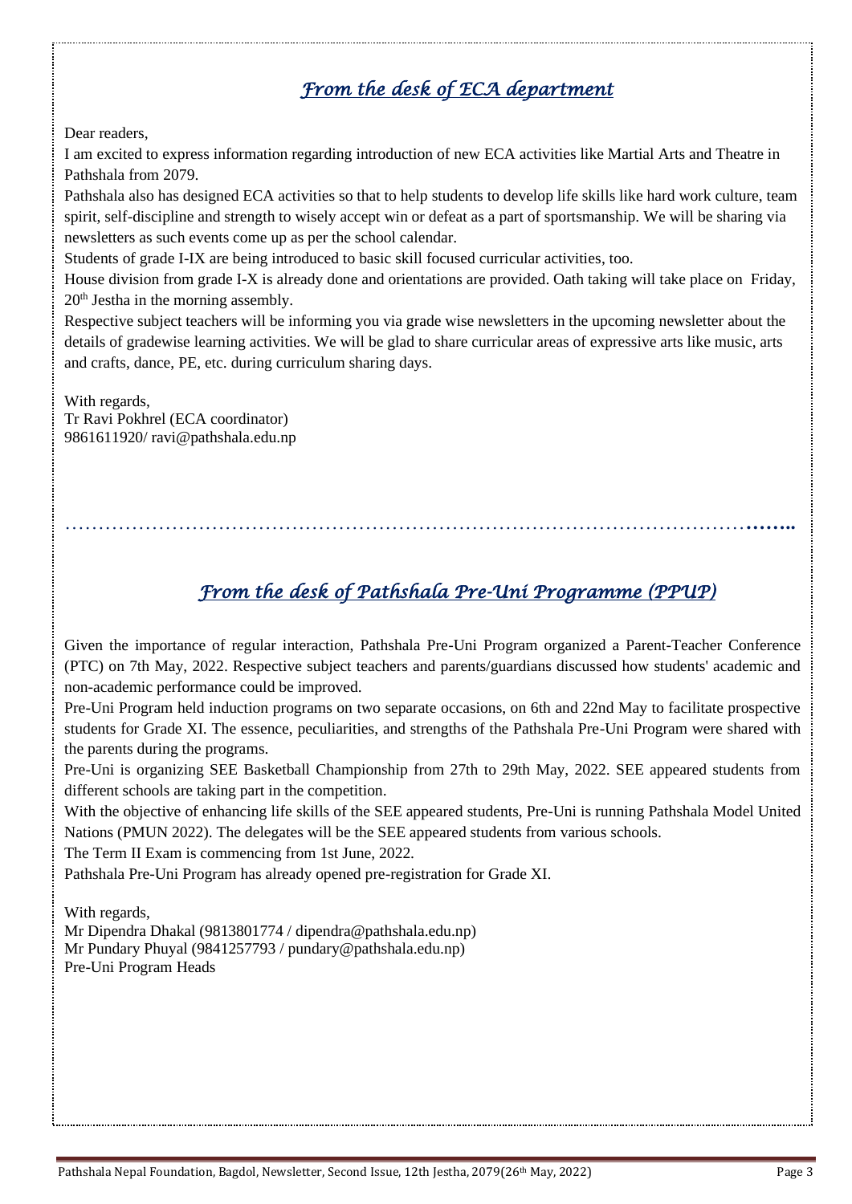## *From the desk of ECA department*

Dear readers,

I am excited to express information regarding introduction of new ECA activities like Martial Arts and Theatre in Pathshala from 2079.

Pathshala also has designed ECA activities so that to help students to develop life skills like hard work culture, team spirit, self-discipline and strength to wisely accept win or defeat as a part of sportsmanship. We will be sharing via newsletters as such events come up as per the school calendar.

Students of grade I-IX are being introduced to basic skill focused curricular activities, too.

House division from grade I-X is already done and orientations are provided. Oath taking will take place on Friday, 20th Jestha in the morning assembly.

Respective subject teachers will be informing you via grade wise newsletters in the upcoming newsletter about the details of gradewise learning activities. We will be glad to share curricular areas of expressive arts like music, arts and crafts, dance, PE, etc. during curriculum sharing days.

With regards,
Tr Ravi Pokhrel (ECA coordinator)
9861611920/ ravi@pathshala.edu.np

…………………………………………………………………………………………….…….

## *From the desk of Pathshala Pre-Uni Programme (PPUP)*

Given the importance of regular interaction, Pathshala Pre-Uni Program organized a Parent-Teacher Conference (PTC) on 7th May, 2022. Respective subject teachers and parents/guardians discussed how students' academic and non-academic performance could be improved.

Pre-Uni Program held induction programs on two separate occasions, on 6th and 22nd May to facilitate prospective students for Grade XI. The essence, peculiarities, and strengths of the Pathshala Pre-Uni Program were shared with the parents during the programs.

Pre-Uni is organizing SEE Basketball Championship from 27th to 29th May, 2022. SEE appeared students from different schools are taking part in the competition.

With the objective of enhancing life skills of the SEE appeared students, Pre-Uni is running Pathshala Model United Nations (PMUN 2022). The delegates will be the SEE appeared students from various schools.

The Term II Exam is commencing from 1st June, 2022.

Pathshala Pre-Uni Program has already opened pre-registration for Grade XI.

With regards,
Mr Dipendra Dhakal (9813801774 / dipendra@pathshala.edu.np)
Mr Pundary Phuyal (9841257793 / pundary@pathshala.edu.np)
Pre-Uni Program Heads